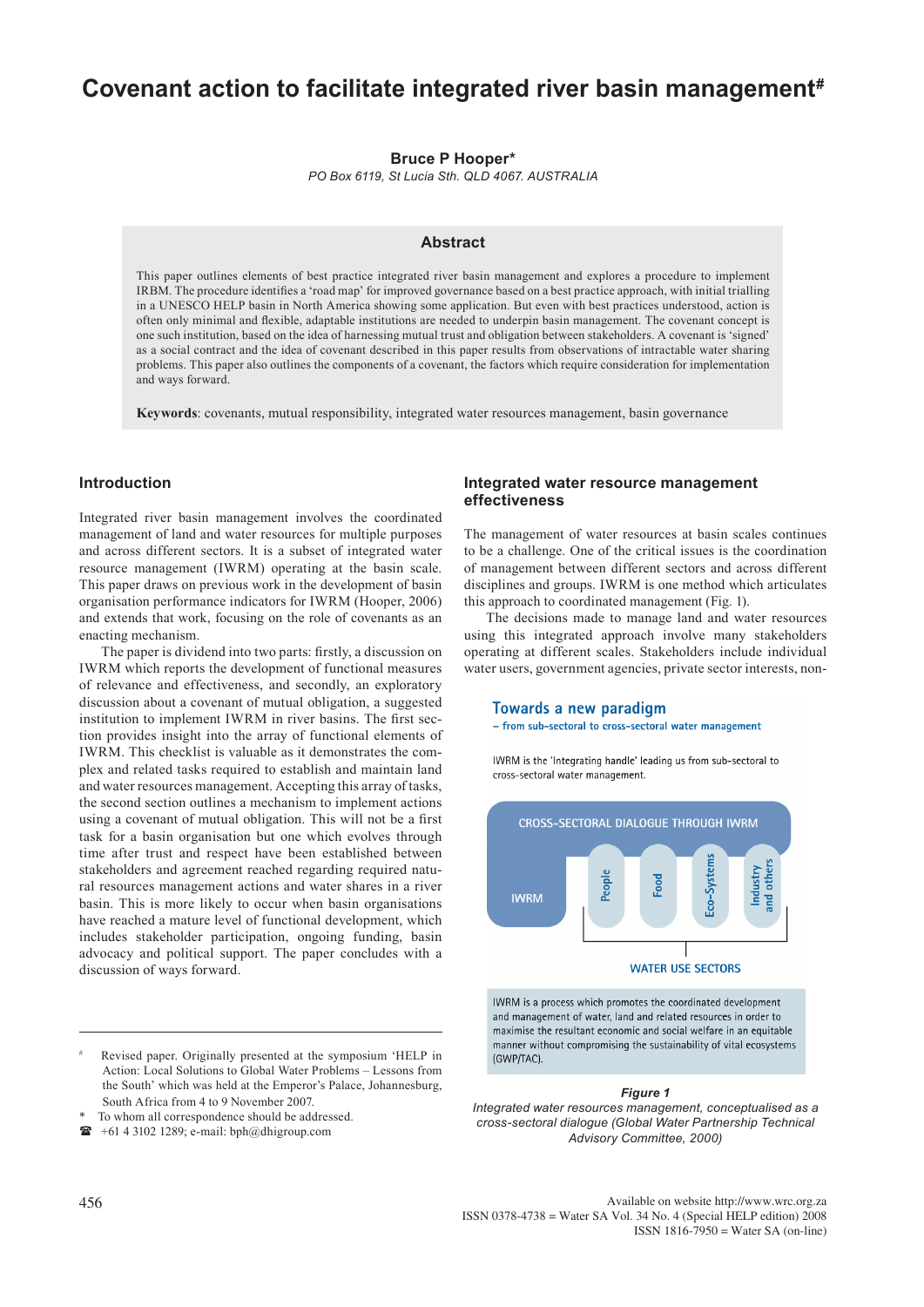# Covenant action to facilitate integrated river basin management[#]

**Bruce P Hooper***

*PO Box 6119, St Lucia Sth. QLD 4067. AUSTRALIA*

## Abstract

This paper outlines elements of best practice integrated river basin management and explores a procedure to implement IRBM. The procedure identifies a 'road map' for improved governance based on a best practice approach, with initial trialling in a UNESCO HELP basin in North America showing some application. But even with best practices understood, action is often only minimal and flexible, adaptable institutions are needed to underpin basin management. The covenant concept is one such institution, based on the idea of harnessing mutual trust and obligation between stakeholders. A covenant is 'signed' as a social contract and the idea of covenant described in this paper results from observations of intractable water sharing problems. This paper also outlines the components of a covenant, the factors which require consideration for implementation and ways forward.

**Keywords**: covenants, mutual responsibility, integrated water resources management, basin governance

## Introduction

Integrated river basin management involves the coordinated management of land and water resources for multiple purposes and across different sectors. It is a subset of integrated water resource management (IWRM) operating at the basin scale. This paper draws on previous work in the development of basin organisation performance indicators for IWRM (Hooper, 2006) and extends that work, focusing on the role of covenants as an enacting mechanism.

The paper is dividend into two parts: firstly, a discussion on IWRM which reports the development of functional measures of relevance and effectiveness, and secondly, an exploratory discussion about a covenant of mutual obligation, a suggested institution to implement IWRM in river basins. The first section provides insight into the array of functional elements of IWRM. This checklist is valuable as it demonstrates the complex and related tasks required to establish and maintain land and water resources management. Accepting this array of tasks, the second section outlines a mechanism to implement actions using a covenant of mutual obligation. This will not be a first task for a basin organisation but one which evolves through time after trust and respect have been established between stakeholders and agreement reached regarding required natural resources management actions and water shares in a river basin. This is more likely to occur when basin organisations have reached a mature level of functional development, which includes stakeholder participation, ongoing funding, basin advocacy and political support. The paper concludes with a discussion of ways forward.

## Integrated water resource management effectiveness

The management of water resources at basin scales continues to be a challenge. One of the critical issues is the coordination of management between different sectors and across different disciplines and groups. IWRM is one method which articulates this approach to coordinated management (Fig. 1).

The decisions made to manage land and water resources using this integrated approach involve many stakeholders operating at different scales. Stakeholders include individual water users, government agencies, private sector interests, non-

Towards a new paradigm
– from sub-sectoral to cross-sectoral water management

IWRM is the 'Integrating handle' leading us from sub-sectoral to cross-sectoral water management.

CROSS-SECTORAL DIALOGUE THROUGH IWRM

IWRM

People

Food

Eco-Systems

Industry and others

WATER USE SECTORS

IWRM is a process which promotes the coordinated development and management of water, land and related resources in order to maximise the resultant economic and social welfare in an equitable manner without compromising the sustainability of vital ecosystems (GWP/TAC).

***Figure 1***
*Integrated water resources management, conceptualised as a cross-sectoral dialogue (Global Water Partnership Technical Advisory Committee, 2000)*

---

[#] Revised paper. Originally presented at the symposium 'HELP in Action: Local Solutions to Global Water Problems – Lessons from the South' which was held at the Emperor's Palace, Johannesburg, South Africa from 4 to 9 November 2007.

\* To whom all correspondence should be addressed.

☎ +61 4 3102 1289; e-mail: bph@dhigroup.com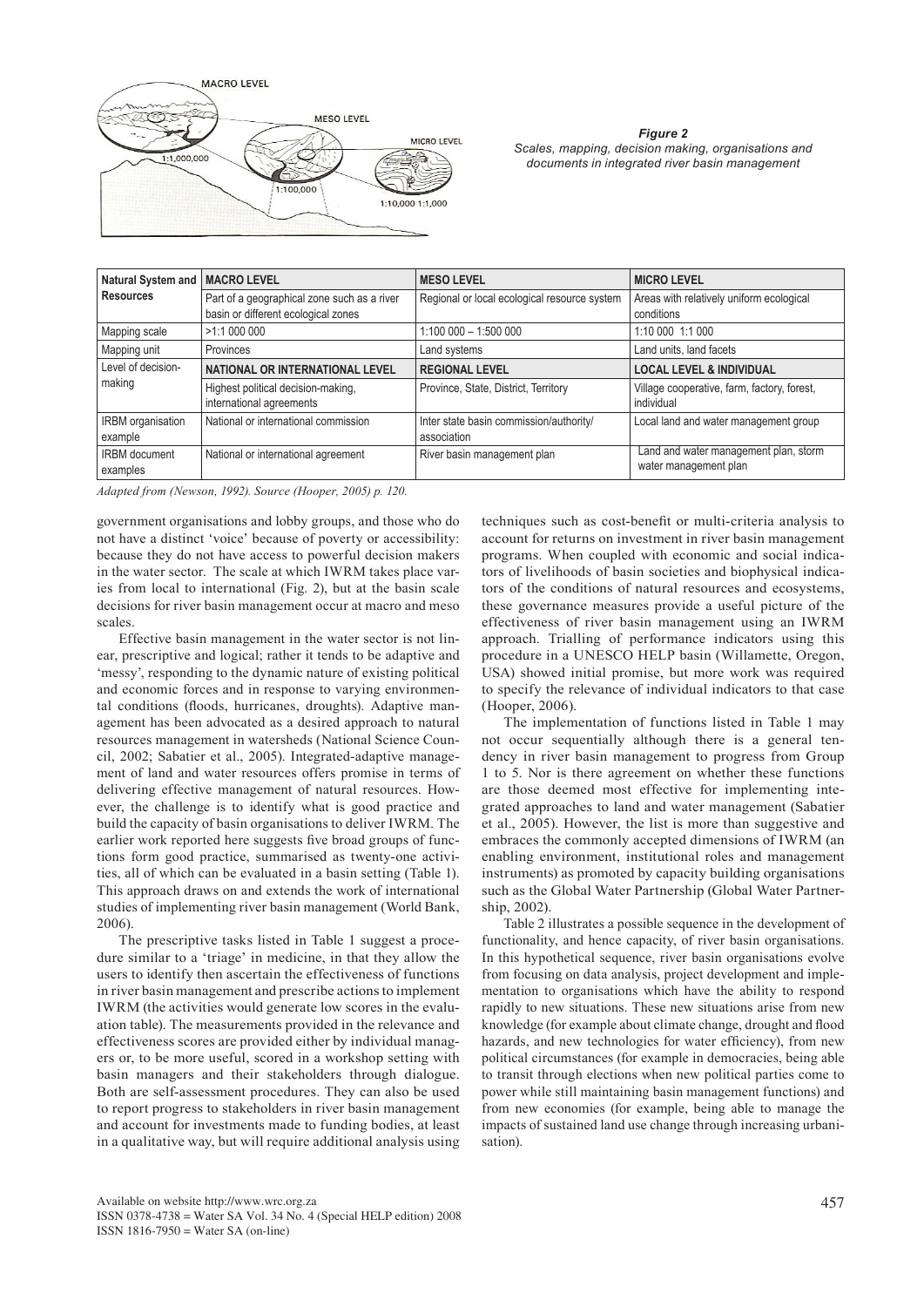*Figure 2*
*Scales, mapping, decision making, organisations and documents in integrated river basin management*

| Natural System and Resources | MACRO LEVEL | MESO LEVEL | MICRO LEVEL |
|---|---|---|---|
| | Part of a geographical zone such as a river basin or different ecological zones | Regional or local ecological resource system | Areas with relatively uniform ecological conditions |
| Mapping scale | >1:1 000 000 | 1:100 000 – 1:500 000 | 1:10 000 1:1 000 |
| Mapping unit | Provinces | Land systems | Land units, land facets |
| Level of decision-making | **NATIONAL OR INTERNATIONAL LEVEL** | **REGIONAL LEVEL** | **LOCAL LEVEL & INDIVIDUAL** |
| | Highest political decision-making, international agreements | Province, State, District, Territory | Village cooperative, farm, factory, forest, individual |
| IRBM organisation example | National or international commission | Inter state basin commission/authority/ association | Local land and water management group |
| IRBM document examples | National or international agreement | River basin management plan | Land and water management plan, storm water management plan |

*Adapted from (Newson, 1992). Source (Hooper, 2005) p. 120.*

government organisations and lobby groups, and those who do not have a distinct 'voice' because of poverty or accessibility: because they do not have access to powerful decision makers in the water sector. The scale at which IWRM takes place varies from local to international (Fig. 2), but at the basin scale decisions for river basin management occur at macro and meso scales.

Effective basin management in the water sector is not linear, prescriptive and logical; rather it tends to be adaptive and 'messy', responding to the dynamic nature of existing political and economic forces and in response to varying environmental conditions (floods, hurricanes, droughts). Adaptive management has been advocated as a desired approach to natural resources management in watersheds (National Science Council, 2002; Sabatier et al., 2005). Integrated-adaptive management of land and water resources offers promise in terms of delivering effective management of natural resources. However, the challenge is to identify what is good practice and build the capacity of basin organisations to deliver IWRM. The earlier work reported here suggests five broad groups of functions form good practice, summarised as twenty-one activities, all of which can be evaluated in a basin setting (Table 1). This approach draws on and extends the work of international studies of implementing river basin management (World Bank, 2006).

The prescriptive tasks listed in Table 1 suggest a procedure similar to a 'triage' in medicine, in that they allow the users to identify then ascertain the effectiveness of functions in river basin management and prescribe actions to implement IWRM (the activities would generate low scores in the evaluation table). The measurements provided in the relevance and effectiveness scores are provided either by individual managers or, to be more useful, scored in a workshop setting with basin managers and their stakeholders through dialogue. Both are self-assessment procedures. They can also be used to report progress to stakeholders in river basin management and account for investments made to funding bodies, at least in a qualitative way, but will require additional analysis using techniques such as cost-benefit or multi-criteria analysis to account for returns on investment in river basin management programs. When coupled with economic and social indicators of livelihoods of basin societies and biophysical indicators of the conditions of natural resources and ecosystems, these governance measures provide a useful picture of the effectiveness of river basin management using an IWRM approach. Trialling of performance indicators using this procedure in a UNESCO HELP basin (Willamette, Oregon, USA) showed initial promise, but more work was required to specify the relevance of individual indicators to that case (Hooper, 2006).

The implementation of functions listed in Table 1 may not occur sequentially although there is a general tendency in river basin management to progress from Group 1 to 5. Nor is there agreement on whether these functions are those deemed most effective for implementing integrated approaches to land and water management (Sabatier et al., 2005). However, the list is more than suggestive and embraces the commonly accepted dimensions of IWRM (an enabling environment, institutional roles and management instruments) as promoted by capacity building organisations such as the Global Water Partnership (Global Water Partnership, 2002).

Table 2 illustrates a possible sequence in the development of functionality, and hence capacity, of river basin organisations. In this hypothetical sequence, river basin organisations evolve from focusing on data analysis, project development and implementation to organisations which have the ability to respond rapidly to new situations. These new situations arise from new knowledge (for example about climate change, drought and flood hazards, and new technologies for water efficiency), from new political circumstances (for example in democracies, being able to transit through elections when new political parties come to power while still maintaining basin management functions) and from new economies (for example, being able to manage the impacts of sustained land use change through increasing urbanisation).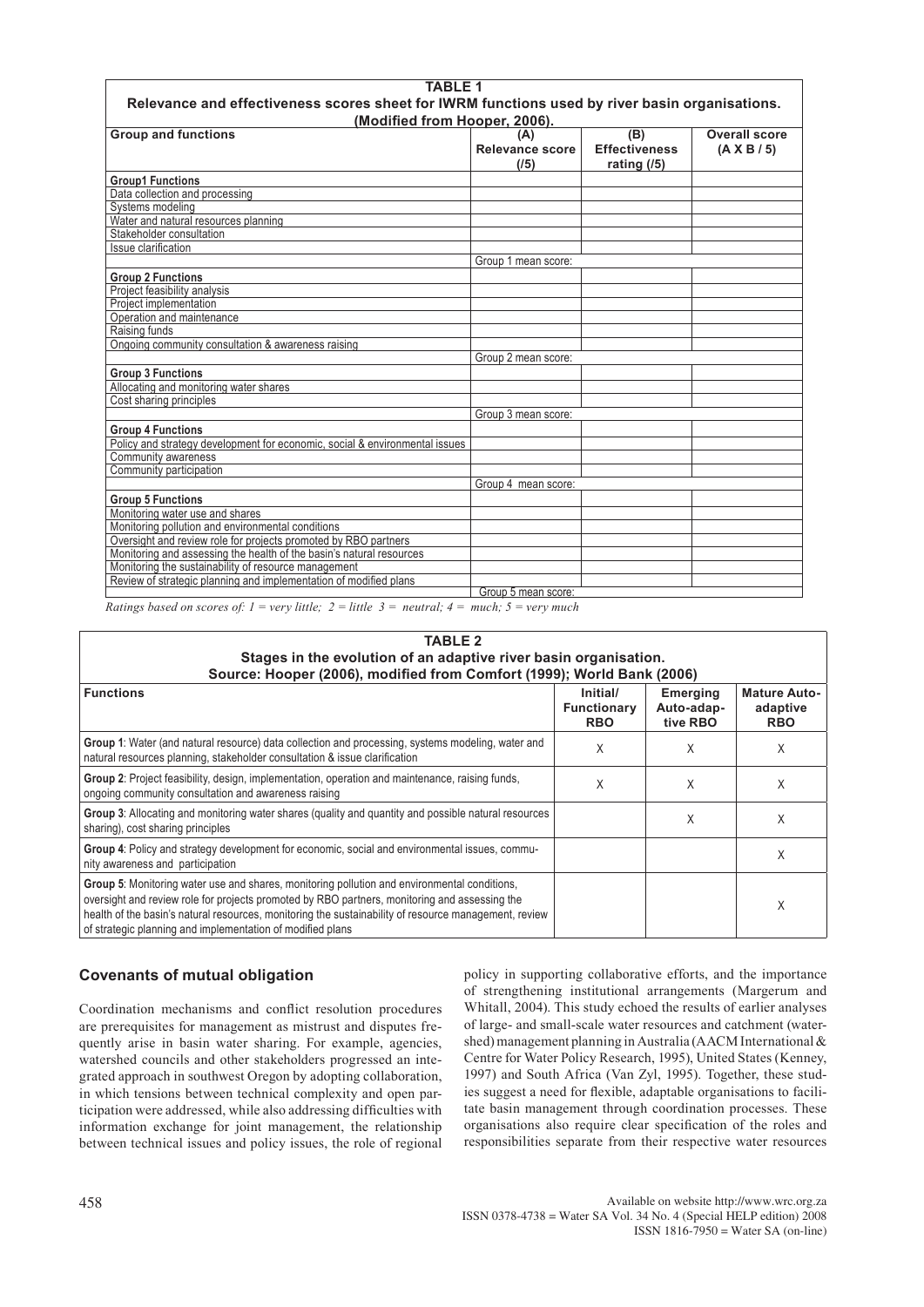**TABLE 1**
**Relevance and effectiveness scores sheet for IWRM functions used by river basin organisations. (Modified from Hooper, 2006).**

| Group and functions | (A) Relevance score (/5) | (B) Effectiveness rating (/5) | Overall score (A X B / 5) |
|---|---|---|---|
| **Group1 Functions** | | | |
| Data collection and processing | | | |
| Systems modeling | | | |
| Water and natural resources planning | | | |
| Stakeholder consultation | | | |
| Issue clarification | | | |
| | Group 1 mean score: | | |
| **Group 2 Functions** | | | |
| Project feasibility analysis | | | |
| Project implementation | | | |
| Operation and maintenance | | | |
| Raising funds | | | |
| Ongoing community consultation & awareness raising | | | |
| | Group 2 mean score: | | |
| **Group 3 Functions** | | | |
| Allocating and monitoring water shares | | | |
| Cost sharing principles | | | |
| | Group 3 mean score: | | |
| **Group 4 Functions** | | | |
| Policy and strategy development for economic, social & environmental issues | | | |
| Community awareness | | | |
| Community participation | | | |
| | Group 4 mean score: | | |
| **Group 5 Functions** | | | |
| Monitoring water use and shares | | | |
| Monitoring pollution and environmental conditions | | | |
| Oversight and review role for projects promoted by RBO partners | | | |
| Monitoring and assessing the health of the basin's natural resources | | | |
| Monitoring the sustainability of resource management | | | |
| Review of strategic planning and implementation of modified plans | | | |
| | Group 5 mean score: | | |

*Ratings based on scores of: 1 = very little; 2 = little 3 = neutral; 4 = much; 5 = very much*

**TABLE 2**
**Stages in the evolution of an adaptive river basin organisation.**
**Source: Hooper (2006), modified from Comfort (1999); World Bank (2006)**

| Functions | Initial/ Functionary RBO | Emerging Auto-adaptive RBO | Mature Auto-adaptive RBO |
|---|---|---|---|
| **Group 1**: Water (and natural resource) data collection and processing, systems modeling, water and natural resources planning, stakeholder consultation & issue clarification | X | X | X |
| **Group 2**: Project feasibility, design, implementation, operation and maintenance, raising funds, ongoing community consultation and awareness raising | X | X | X |
| **Group 3**: Allocating and monitoring water shares (quality and quantity and possible natural resources sharing), cost sharing principles | | X | X |
| **Group 4**: Policy and strategy development for economic, social and environmental issues, community awareness and participation | | | X |
| **Group 5**: Monitoring water use and shares, monitoring pollution and environmental conditions, oversight and review role for projects promoted by RBO partners, monitoring and assessing the health of the basin's natural resources, monitoring the sustainability of resource management, review of strategic planning and implementation of modified plans | | | X |

## Covenants of mutual obligation

Coordination mechanisms and conflict resolution procedures are prerequisites for management as mistrust and disputes frequently arise in basin water sharing. For example, agencies, watershed councils and other stakeholders progressed an integrated approach in southwest Oregon by adopting collaboration, in which tensions between technical complexity and open participation were addressed, while also addressing difficulties with information exchange for joint management, the relationship between technical issues and policy issues, the role of regional policy in supporting collaborative efforts, and the importance of strengthening institutional arrangements (Margerum and Whitall, 2004). This study echoed the results of earlier analyses of large- and small-scale water resources and catchment (watershed) management planning in Australia (AACM International & Centre for Water Policy Research, 1995), United States (Kenney, 1997) and South Africa (Van Zyl, 1995). Together, these studies suggest a need for flexible, adaptable organisations to facilitate basin management through coordination processes. These organisations also require clear specification of the roles and responsibilities separate from their respective water resources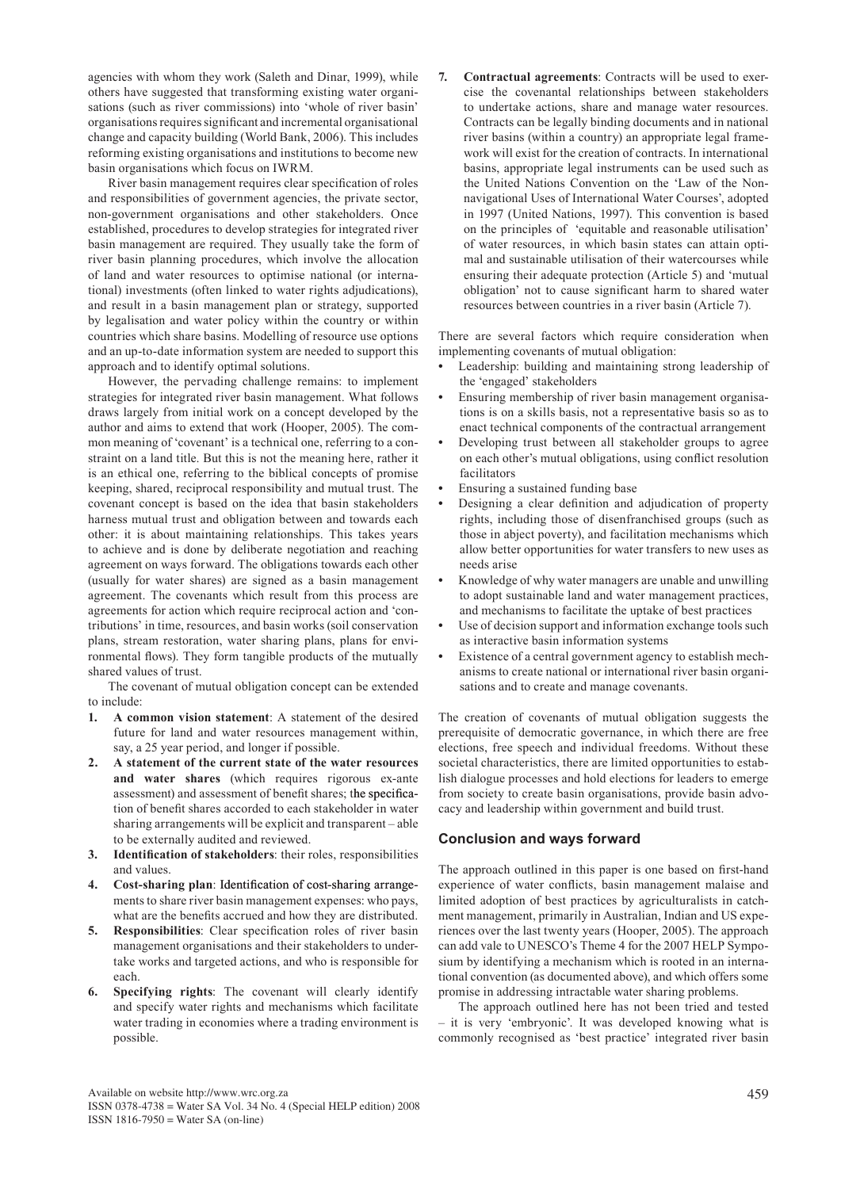agencies with whom they work (Saleth and Dinar, 1999), while others have suggested that transforming existing water organisations (such as river commissions) into 'whole of river basin' organisations requires significant and incremental organisational change and capacity building (World Bank, 2006). This includes reforming existing organisations and institutions to become new basin organisations which focus on IWRM.

River basin management requires clear specification of roles and responsibilities of government agencies, the private sector, non-government organisations and other stakeholders. Once established, procedures to develop strategies for integrated river basin management are required. They usually take the form of river basin planning procedures, which involve the allocation of land and water resources to optimise national (or international) investments (often linked to water rights adjudications), and result in a basin management plan or strategy, supported by legalisation and water policy within the country or within countries which share basins. Modelling of resource use options and an up-to-date information system are needed to support this approach and to identify optimal solutions.

However, the pervading challenge remains: to implement strategies for integrated river basin management. What follows draws largely from initial work on a concept developed by the author and aims to extend that work (Hooper, 2005). The common meaning of 'covenant' is a technical one, referring to a constraint on a land title. But this is not the meaning here, rather it is an ethical one, referring to the biblical concepts of promise keeping, shared, reciprocal responsibility and mutual trust. The covenant concept is based on the idea that basin stakeholders harness mutual trust and obligation between and towards each other: it is about maintaining relationships. This takes years to achieve and is done by deliberate negotiation and reaching agreement on ways forward. The obligations towards each other (usually for water shares) are signed as a basin management agreement. The covenants which result from this process are agreements for action which require reciprocal action and 'contributions' in time, resources, and basin works (soil conservation plans, stream restoration, water sharing plans, plans for environmental flows). They form tangible products of the mutually shared values of trust.

The covenant of mutual obligation concept can be extended to include:

1. **A common vision statement**: A statement of the desired future for land and water resources management within, say, a 25 year period, and longer if possible.
2. **A statement of the current state of the water resources and water shares** (which requires rigorous ex-ante assessment) and assessment of benefit shares; the specification of benefit shares accorded to each stakeholder in water sharing arrangements will be explicit and transparent – able to be externally audited and reviewed.
3. **Identification of stakeholders**: their roles, responsibilities and values.
4. **Cost-sharing plan**: Identification of cost-sharing arrangements to share river basin management expenses: who pays, what are the benefits accrued and how they are distributed.
5. **Responsibilities**: Clear specification roles of river basin management organisations and their stakeholders to undertake works and targeted actions, and who is responsible for each.
6. **Specifying rights**: The covenant will clearly identify and specify water rights and mechanisms which facilitate water trading in economies where a trading environment is possible.
7. **Contractual agreements**: Contracts will be used to exercise the covenantal relationships between stakeholders to undertake actions, share and manage water resources. Contracts can be legally binding documents and in national river basins (within a country) an appropriate legal framework will exist for the creation of contracts. In international basins, appropriate legal instruments can be used such as the United Nations Convention on the 'Law of the Non-navigational Uses of International Water Courses', adopted in 1997 (United Nations, 1997). This convention is based on the principles of 'equitable and reasonable utilisation' of water resources, in which basin states can attain optimal and sustainable utilisation of their watercourses while ensuring their adequate protection (Article 5) and 'mutual obligation' not to cause significant harm to shared water resources between countries in a river basin (Article 7).

There are several factors which require consideration when implementing covenants of mutual obligation:

- Leadership: building and maintaining strong leadership of the 'engaged' stakeholders
- Ensuring membership of river basin management organisations is on a skills basis, not a representative basis so as to enact technical components of the contractual arrangement
- Developing trust between all stakeholder groups to agree on each other's mutual obligations, using conflict resolution facilitators
- Ensuring a sustained funding base
- Designing a clear definition and adjudication of property rights, including those of disenfranchised groups (such as those in abject poverty), and facilitation mechanisms which allow better opportunities for water transfers to new uses as needs arise
- Knowledge of why water managers are unable and unwilling to adopt sustainable land and water management practices, and mechanisms to facilitate the uptake of best practices
- Use of decision support and information exchange tools such as interactive basin information systems
- Existence of a central government agency to establish mechanisms to create national or international river basin organisations and to create and manage covenants.

The creation of covenants of mutual obligation suggests the prerequisite of democratic governance, in which there are free elections, free speech and individual freedoms. Without these societal characteristics, there are limited opportunities to establish dialogue processes and hold elections for leaders to emerge from society to create basin organisations, provide basin advocacy and leadership within government and build trust.

## Conclusion and ways forward

The approach outlined in this paper is one based on first-hand experience of water conflicts, basin management malaise and limited adoption of best practices by agriculturalists in catchment management, primarily in Australian, Indian and US experiences over the last twenty years (Hooper, 2005). The approach can add vale to UNESCO's Theme 4 for the 2007 HELP Symposium by identifying a mechanism which is rooted in an international convention (as documented above), and which offers some promise in addressing intractable water sharing problems.

The approach outlined here has not been tried and tested – it is very 'embryonic'. It was developed knowing what is commonly recognised as 'best practice' integrated river basin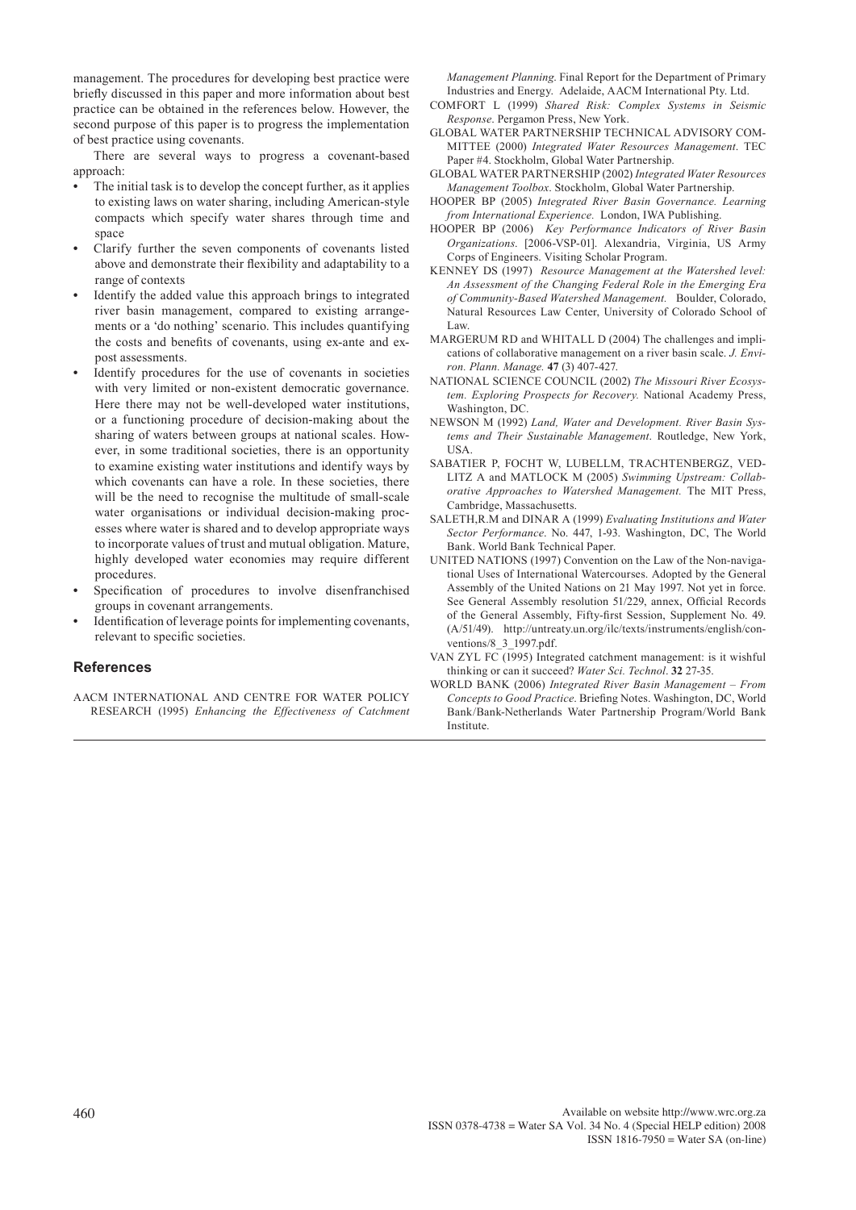management. The procedures for developing best practice were briefly discussed in this paper and more information about best practice can be obtained in the references below. However, the second purpose of this paper is to progress the implementation of best practice using covenants.

There are several ways to progress a covenant-based approach:

- The initial task is to develop the concept further, as it applies to existing laws on water sharing, including American-style compacts which specify water shares through time and space
- Clarify further the seven components of covenants listed above and demonstrate their flexibility and adaptability to a range of contexts
- Identify the added value this approach brings to integrated river basin management, compared to existing arrangements or a 'do nothing' scenario. This includes quantifying the costs and benefits of covenants, using ex-ante and ex-post assessments.
- Identify procedures for the use of covenants in societies with very limited or non-existent democratic governance. Here there may not be well-developed water institutions, or a functioning procedure of decision-making about the sharing of waters between groups at national scales. However, in some traditional societies, there is an opportunity to examine existing water institutions and identify ways by which covenants can have a role. In these societies, there will be the need to recognise the multitude of small-scale water organisations or individual decision-making processes where water is shared and to develop appropriate ways to incorporate values of trust and mutual obligation. Mature, highly developed water economies may require different procedures.
- Specification of procedures to involve disenfranchised groups in covenant arrangements.
- Identification of leverage points for implementing covenants, relevant to specific societies.

## References

AACM INTERNATIONAL AND CENTRE FOR WATER POLICY RESEARCH (1995) *Enhancing the Effectiveness of Catchment Management Planning*. Final Report for the Department of Primary Industries and Energy. Adelaide, AACM International Pty. Ltd.

COMFORT L (1999) *Shared Risk: Complex Systems in Seismic Response*. Pergamon Press, New York.

GLOBAL WATER PARTNERSHIP TECHNICAL ADVISORY COMMITTEE (2000) *Integrated Water Resources Management*. TEC Paper #4. Stockholm, Global Water Partnership.

GLOBAL WATER PARTNERSHIP (2002) *Integrated Water Resources Management Toolbox*. Stockholm, Global Water Partnership.

HOOPER BP (2005) *Integrated River Basin Governance. Learning from International Experience.* London, IWA Publishing.

HOOPER BP (2006) *Key Performance Indicators of River Basin Organizations*. [2006-VSP-01]. Alexandria, Virginia, US Army Corps of Engineers. Visiting Scholar Program.

KENNEY DS (1997) *Resource Management at the Watershed level: An Assessment of the Changing Federal Role in the Emerging Era of Community-Based Watershed Management.* Boulder, Colorado, Natural Resources Law Center, University of Colorado School of Law.

MARGERUM RD and WHITALL D (2004) The challenges and implications of collaborative management on a river basin scale. *J. Environ. Plann. Manage.* **47** (3) 407-427.

NATIONAL SCIENCE COUNCIL (2002) *The Missouri River Ecosystem. Exploring Prospects for Recovery.* National Academy Press, Washington, DC.

NEWSON M (1992) *Land, Water and Development. River Basin Systems and Their Sustainable Management*. Routledge, New York, USA.

SABATIER P, FOCHT W, LUBELLM, TRACHTENBERGZ, VEDLITZ A and MATLOCK M (2005) *Swimming Upstream: Collaborative Approaches to Watershed Management.* The MIT Press, Cambridge, Massachusetts.

SALETH,R.M and DINAR A (1999) *Evaluating Institutions and Water Sector Performance*. No. 447, 1-93. Washington, DC, The World Bank. World Bank Technical Paper.

UNITED NATIONS (1997) Convention on the Law of the Non-navigational Uses of International Watercourses. Adopted by the General Assembly of the United Nations on 21 May 1997. Not yet in force. See General Assembly resolution 51/229, annex, Official Records of the General Assembly, Fifty-first Session, Supplement No. 49. (A/51/49). http://untreaty.un.org/ilc/texts/instruments/english/conventions/8_3_1997.pdf.

VAN ZYL FC (1995) Integrated catchment management: is it wishful thinking or can it succeed? *Water Sci. Technol*. **32** 27-35.

WORLD BANK (2006) *Integrated River Basin Management – From Concepts to Good Practice*. Briefing Notes. Washington, DC, World Bank/Bank-Netherlands Water Partnership Program/World Bank Institute.